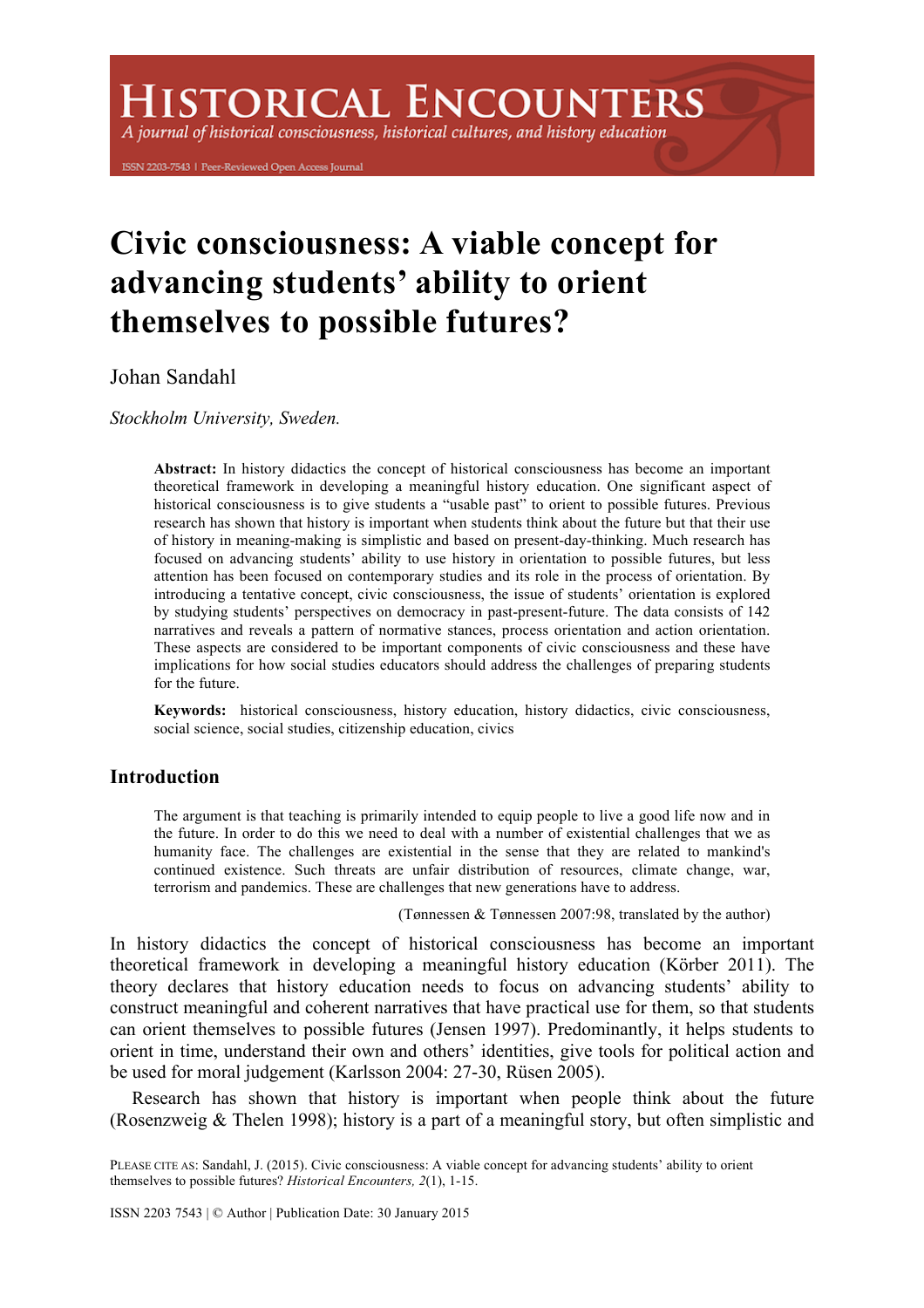# Civic consciousness: A viable concept for advancing students' ability to orient themselves to possible futures?

Johan Sandahl

*Stockholm University, Sweden.*

> **Abstract:** In history didactics the concept of historical consciousness has become an important theoretical framework in developing a meaningful history education. One significant aspect of historical consciousness is to give students a "usable past" to orient to possible futures. Previous research has shown that history is important when students think about the future but that their use of history in meaning-making is simplistic and based on present-day-thinking. Much research has focused on advancing students' ability to use history in orientation to possible futures, but less attention has been focused on contemporary studies and its role in the process of orientation. By introducing a tentative concept, civic consciousness, the issue of students' orientation is explored by studying students' perspectives on democracy in past-present-future. The data consists of 142 narratives and reveals a pattern of normative stances, process orientation and action orientation. These aspects are considered to be important components of civic consciousness and these have implications for how social studies educators should address the challenges of preparing students for the future.
>
> **Keywords:** historical consciousness, history education, history didactics, civic consciousness, social science, social studies, citizenship education, civics

## Introduction

> The argument is that teaching is primarily intended to equip people to live a good life now and in the future. In order to do this we need to deal with a number of existential challenges that we as humanity face. The challenges are existential in the sense that they are related to mankind's continued existence. Such threats are unfair distribution of resources, climate change, war, terrorism and pandemics. These are challenges that new generations have to address.
>
> (Tønnessen & Tønnessen 2007:98, translated by the author)

In history didactics the concept of historical consciousness has become an important theoretical framework in developing a meaningful history education (Körber 2011). The theory declares that history education needs to focus on advancing students' ability to construct meaningful and coherent narratives that have practical use for them, so that students can orient themselves to possible futures (Jensen 1997). Predominantly, it helps students to orient in time, understand their own and others' identities, give tools for political action and be used for moral judgement (Karlsson 2004: 27-30, Rüsen 2005).

Research has shown that history is important when people think about the future (Rosenzweig & Thelen 1998); history is a part of a meaningful story, but often simplistic and

PLEASE CITE AS: Sandahl, J. (2015). Civic consciousness: A viable concept for advancing students' ability to orient themselves to possible futures? *Historical Encounters, 2*(1), 1-15.

ISSN 2203 7543 | © Author | Publication Date: 30 January 2015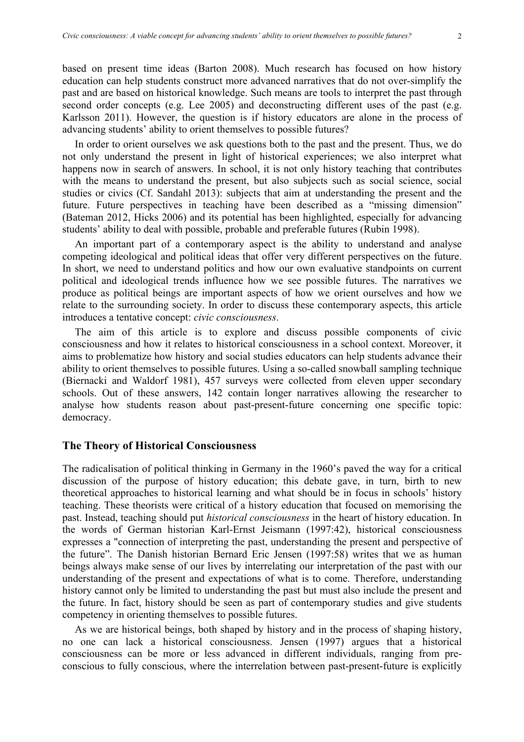based on present time ideas (Barton 2008). Much research has focused on how history education can help students construct more advanced narratives that do not over-simplify the past and are based on historical knowledge. Such means are tools to interpret the past through second order concepts (e.g. Lee 2005) and deconstructing different uses of the past (e.g. Karlsson 2011). However, the question is if history educators are alone in the process of advancing students' ability to orient themselves to possible futures?

In order to orient ourselves we ask questions both to the past and the present. Thus, we do not only understand the present in light of historical experiences; we also interpret what happens now in search of answers. In school, it is not only history teaching that contributes with the means to understand the present, but also subjects such as social science, social studies or civics (Cf. Sandahl 2013): subjects that aim at understanding the present and the future. Future perspectives in teaching have been described as a "missing dimension" (Bateman 2012, Hicks 2006) and its potential has been highlighted, especially for advancing students' ability to deal with possible, probable and preferable futures (Rubin 1998).

An important part of a contemporary aspect is the ability to understand and analyse competing ideological and political ideas that offer very different perspectives on the future. In short, we need to understand politics and how our own evaluative standpoints on current political and ideological trends influence how we see possible futures. The narratives we produce as political beings are important aspects of how we orient ourselves and how we relate to the surrounding society. In order to discuss these contemporary aspects, this article introduces a tentative concept: *civic consciousness*.

The aim of this article is to explore and discuss possible components of civic consciousness and how it relates to historical consciousness in a school context. Moreover, it aims to problematize how history and social studies educators can help students advance their ability to orient themselves to possible futures. Using a so-called snowball sampling technique (Biernacki and Waldorf 1981), 457 surveys were collected from eleven upper secondary schools. Out of these answers, 142 contain longer narratives allowing the researcher to analyse how students reason about past-present-future concerning one specific topic: democracy.

## The Theory of Historical Consciousness

The radicalisation of political thinking in Germany in the 1960's paved the way for a critical discussion of the purpose of history education; this debate gave, in turn, birth to new theoretical approaches to historical learning and what should be in focus in schools' history teaching. These theorists were critical of a history education that focused on memorising the past. Instead, teaching should put *historical consciousness* in the heart of history education. In the words of German historian Karl-Ernst Jeismann (1997:42), historical consciousness expresses a "connection of interpreting the past, understanding the present and perspective of the future". The Danish historian Bernard Eric Jensen (1997:58) writes that we as human beings always make sense of our lives by interrelating our interpretation of the past with our understanding of the present and expectations of what is to come. Therefore, understanding history cannot only be limited to understanding the past but must also include the present and the future. In fact, history should be seen as part of contemporary studies and give students competency in orienting themselves to possible futures.

As we are historical beings, both shaped by history and in the process of shaping history, no one can lack a historical consciousness. Jensen (1997) argues that a historical consciousness can be more or less advanced in different individuals, ranging from pre-conscious to fully conscious, where the interrelation between past-present-future is explicitly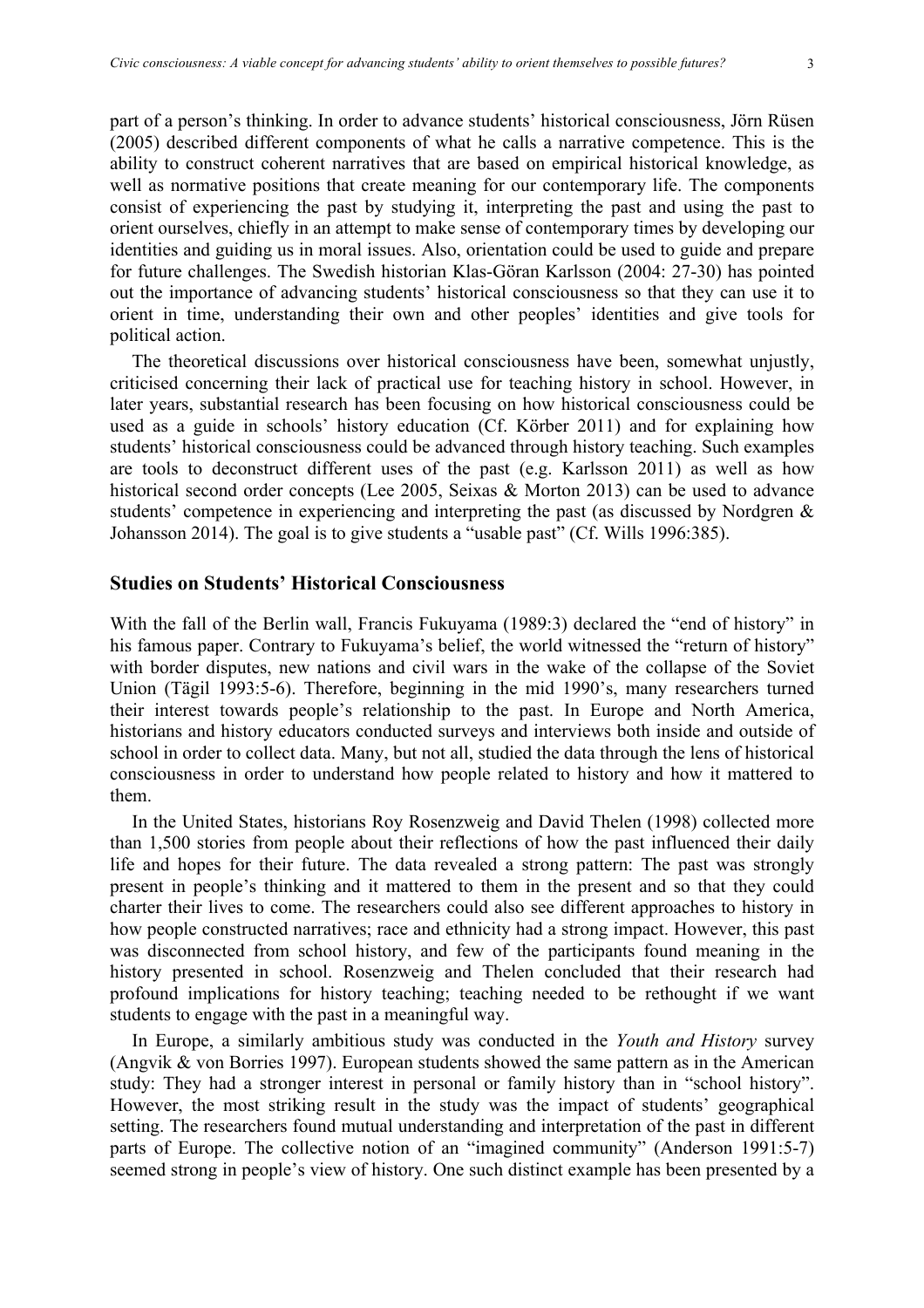part of a person's thinking. In order to advance students' historical consciousness, Jörn Rüsen (2005) described different components of what he calls a narrative competence. This is the ability to construct coherent narratives that are based on empirical historical knowledge, as well as normative positions that create meaning for our contemporary life. The components consist of experiencing the past by studying it, interpreting the past and using the past to orient ourselves, chiefly in an attempt to make sense of contemporary times by developing our identities and guiding us in moral issues. Also, orientation could be used to guide and prepare for future challenges. The Swedish historian Klas-Göran Karlsson (2004: 27-30) has pointed out the importance of advancing students' historical consciousness so that they can use it to orient in time, understanding their own and other peoples' identities and give tools for political action.

The theoretical discussions over historical consciousness have been, somewhat unjustly, criticised concerning their lack of practical use for teaching history in school. However, in later years, substantial research has been focusing on how historical consciousness could be used as a guide in schools' history education (Cf. Körber 2011) and for explaining how students' historical consciousness could be advanced through history teaching. Such examples are tools to deconstruct different uses of the past (e.g. Karlsson 2011) as well as how historical second order concepts (Lee 2005, Seixas & Morton 2013) can be used to advance students' competence in experiencing and interpreting the past (as discussed by Nordgren & Johansson 2014). The goal is to give students a "usable past" (Cf. Wills 1996:385).

## Studies on Students' Historical Consciousness

With the fall of the Berlin wall, Francis Fukuyama (1989:3) declared the "end of history" in his famous paper. Contrary to Fukuyama's belief, the world witnessed the "return of history" with border disputes, new nations and civil wars in the wake of the collapse of the Soviet Union (Tägil 1993:5-6). Therefore, beginning in the mid 1990's, many researchers turned their interest towards people's relationship to the past. In Europe and North America, historians and history educators conducted surveys and interviews both inside and outside of school in order to collect data. Many, but not all, studied the data through the lens of historical consciousness in order to understand how people related to history and how it mattered to them.

In the United States, historians Roy Rosenzweig and David Thelen (1998) collected more than 1,500 stories from people about their reflections of how the past influenced their daily life and hopes for their future. The data revealed a strong pattern: The past was strongly present in people's thinking and it mattered to them in the present and so that they could charter their lives to come. The researchers could also see different approaches to history in how people constructed narratives; race and ethnicity had a strong impact. However, this past was disconnected from school history, and few of the participants found meaning in the history presented in school. Rosenzweig and Thelen concluded that their research had profound implications for history teaching; teaching needed to be rethought if we want students to engage with the past in a meaningful way.

In Europe, a similarly ambitious study was conducted in the *Youth and History* survey (Angvik & von Borries 1997). European students showed the same pattern as in the American study: They had a stronger interest in personal or family history than in "school history". However, the most striking result in the study was the impact of students' geographical setting. The researchers found mutual understanding and interpretation of the past in different parts of Europe. The collective notion of an "imagined community" (Anderson 1991:5-7) seemed strong in people's view of history. One such distinct example has been presented by a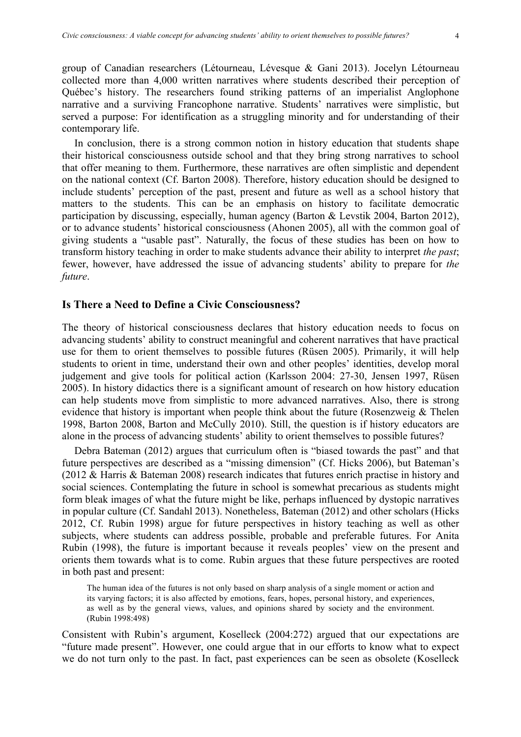group of Canadian researchers (Létourneau, Lévesque & Gani 2013). Jocelyn Létourneau collected more than 4,000 written narratives where students described their perception of Québec's history. The researchers found striking patterns of an imperialist Anglophone narrative and a surviving Francophone narrative. Students' narratives were simplistic, but served a purpose: For identification as a struggling minority and for understanding of their contemporary life.

In conclusion, there is a strong common notion in history education that students shape their historical consciousness outside school and that they bring strong narratives to school that offer meaning to them. Furthermore, these narratives are often simplistic and dependent on the national context (Cf. Barton 2008). Therefore, history education should be designed to include students' perception of the past, present and future as well as a school history that matters to the students. This can be an emphasis on history to facilitate democratic participation by discussing, especially, human agency (Barton & Levstik 2004, Barton 2012), or to advance students' historical consciousness (Ahonen 2005), all with the common goal of giving students a "usable past". Naturally, the focus of these studies has been on how to transform history teaching in order to make students advance their ability to interpret *the past*; fewer, however, have addressed the issue of advancing students' ability to prepare for *the future*.

## Is There a Need to Define a Civic Consciousness?

The theory of historical consciousness declares that history education needs to focus on advancing students' ability to construct meaningful and coherent narratives that have practical use for them to orient themselves to possible futures (Rüsen 2005). Primarily, it will help students to orient in time, understand their own and other peoples' identities, develop moral judgement and give tools for political action (Karlsson 2004: 27-30, Jensen 1997, Rüsen 2005). In history didactics there is a significant amount of research on how history education can help students move from simplistic to more advanced narratives. Also, there is strong evidence that history is important when people think about the future (Rosenzweig & Thelen 1998, Barton 2008, Barton and McCully 2010). Still, the question is if history educators are alone in the process of advancing students' ability to orient themselves to possible futures?

Debra Bateman (2012) argues that curriculum often is "biased towards the past" and that future perspectives are described as a "missing dimension" (Cf. Hicks 2006), but Bateman's (2012 & Harris & Bateman 2008) research indicates that futures enrich practise in history and social sciences. Contemplating the future in school is somewhat precarious as students might form bleak images of what the future might be like, perhaps influenced by dystopic narratives in popular culture (Cf. Sandahl 2013). Nonetheless, Bateman (2012) and other scholars (Hicks 2012, Cf. Rubin 1998) argue for future perspectives in history teaching as well as other subjects, where students can address possible, probable and preferable futures. For Anita Rubin (1998), the future is important because it reveals peoples' view on the present and orients them towards what is to come. Rubin argues that these future perspectives are rooted in both past and present:

> The human idea of the futures is not only based on sharp analysis of a single moment or action and its varying factors; it is also affected by emotions, fears, hopes, personal history, and experiences, as well as by the general views, values, and opinions shared by society and the environment. (Rubin 1998:498)

Consistent with Rubin's argument, Koselleck (2004:272) argued that our expectations are "future made present". However, one could argue that in our efforts to know what to expect we do not turn only to the past. In fact, past experiences can be seen as obsolete (Koselleck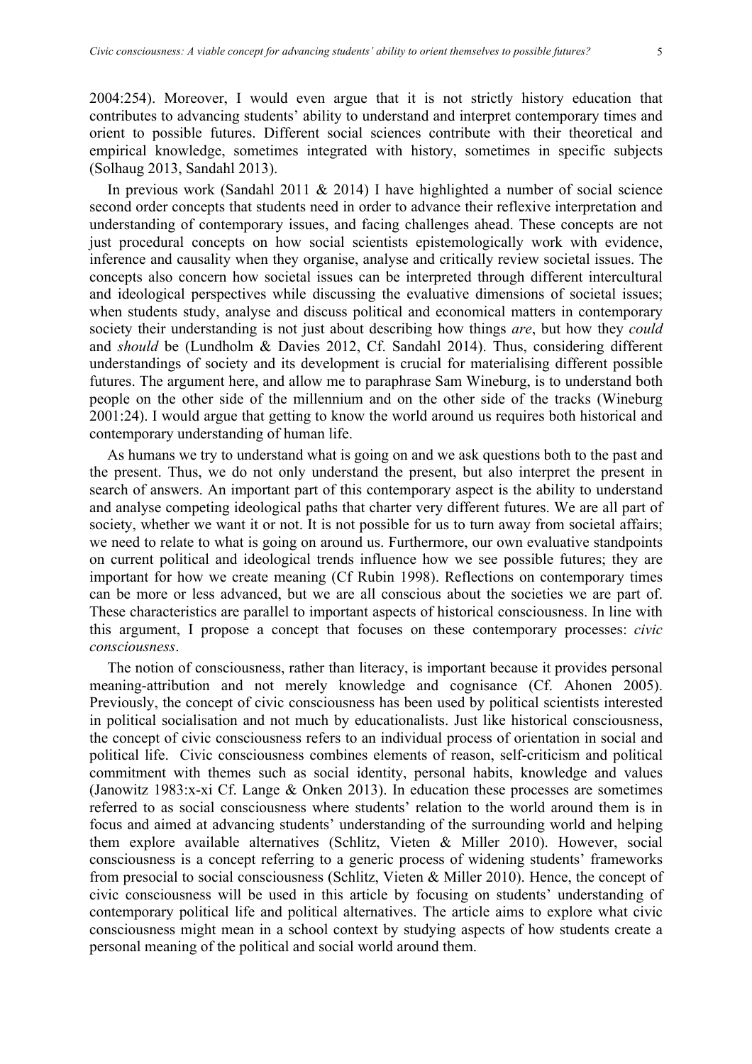2004:254). Moreover, I would even argue that it is not strictly history education that contributes to advancing students' ability to understand and interpret contemporary times and orient to possible futures. Different social sciences contribute with their theoretical and empirical knowledge, sometimes integrated with history, sometimes in specific subjects (Solhaug 2013, Sandahl 2013).

In previous work (Sandahl 2011 & 2014) I have highlighted a number of social science second order concepts that students need in order to advance their reflexive interpretation and understanding of contemporary issues, and facing challenges ahead. These concepts are not just procedural concepts on how social scientists epistemologically work with evidence, inference and causality when they organise, analyse and critically review societal issues. The concepts also concern how societal issues can be interpreted through different intercultural and ideological perspectives while discussing the evaluative dimensions of societal issues; when students study, analyse and discuss political and economical matters in contemporary society their understanding is not just about describing how things *are*, but how they *could* and *should* be (Lundholm & Davies 2012, Cf. Sandahl 2014). Thus, considering different understandings of society and its development is crucial for materialising different possible futures. The argument here, and allow me to paraphrase Sam Wineburg, is to understand both people on the other side of the millennium and on the other side of the tracks (Wineburg 2001:24). I would argue that getting to know the world around us requires both historical and contemporary understanding of human life.

As humans we try to understand what is going on and we ask questions both to the past and the present. Thus, we do not only understand the present, but also interpret the present in search of answers. An important part of this contemporary aspect is the ability to understand and analyse competing ideological paths that charter very different futures. We are all part of society, whether we want it or not. It is not possible for us to turn away from societal affairs; we need to relate to what is going on around us. Furthermore, our own evaluative standpoints on current political and ideological trends influence how we see possible futures; they are important for how we create meaning (Cf Rubin 1998). Reflections on contemporary times can be more or less advanced, but we are all conscious about the societies we are part of. These characteristics are parallel to important aspects of historical consciousness. In line with this argument, I propose a concept that focuses on these contemporary processes: *civic consciousness*.

The notion of consciousness, rather than literacy, is important because it provides personal meaning-attribution and not merely knowledge and cognisance (Cf. Ahonen 2005). Previously, the concept of civic consciousness has been used by political scientists interested in political socialisation and not much by educationalists. Just like historical consciousness, the concept of civic consciousness refers to an individual process of orientation in social and political life. Civic consciousness combines elements of reason, self-criticism and political commitment with themes such as social identity, personal habits, knowledge and values (Janowitz 1983:x-xi Cf. Lange & Onken 2013). In education these processes are sometimes referred to as social consciousness where students' relation to the world around them is in focus and aimed at advancing students' understanding of the surrounding world and helping them explore available alternatives (Schlitz, Vieten & Miller 2010). However, social consciousness is a concept referring to a generic process of widening students' frameworks from presocial to social consciousness (Schlitz, Vieten & Miller 2010). Hence, the concept of civic consciousness will be used in this article by focusing on students' understanding of contemporary political life and political alternatives. The article aims to explore what civic consciousness might mean in a school context by studying aspects of how students create a personal meaning of the political and social world around them.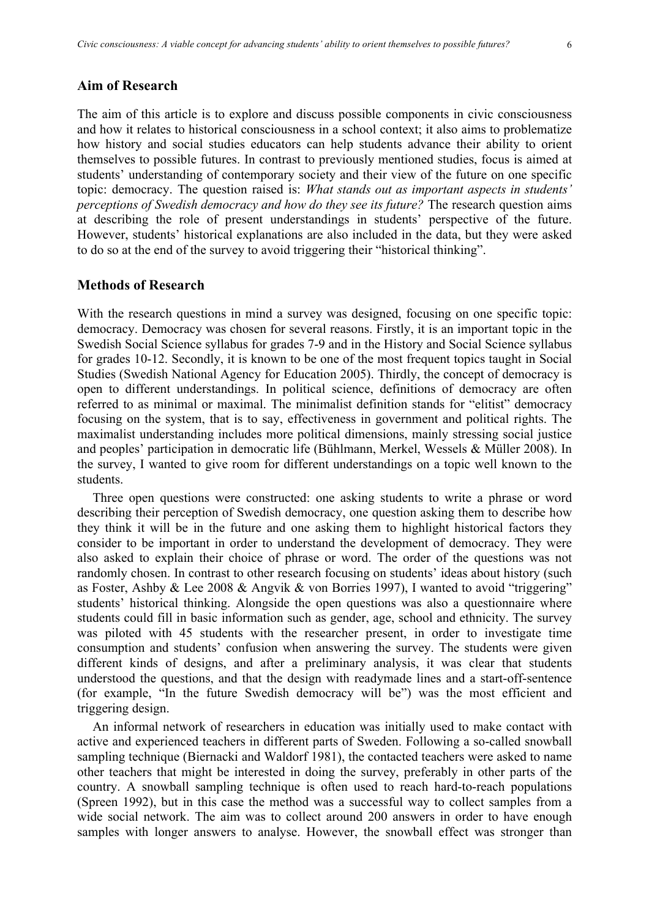## Aim of Research

The aim of this article is to explore and discuss possible components in civic consciousness and how it relates to historical consciousness in a school context; it also aims to problematize how history and social studies educators can help students advance their ability to orient themselves to possible futures. In contrast to previously mentioned studies, focus is aimed at students' understanding of contemporary society and their view of the future on one specific topic: democracy. The question raised is: *What stands out as important aspects in students' perceptions of Swedish democracy and how do they see its future?* The research question aims at describing the role of present understandings in students' perspective of the future. However, students' historical explanations are also included in the data, but they were asked to do so at the end of the survey to avoid triggering their "historical thinking".

## Methods of Research

With the research questions in mind a survey was designed, focusing on one specific topic: democracy. Democracy was chosen for several reasons. Firstly, it is an important topic in the Swedish Social Science syllabus for grades 7-9 and in the History and Social Science syllabus for grades 10-12. Secondly, it is known to be one of the most frequent topics taught in Social Studies (Swedish National Agency for Education 2005). Thirdly, the concept of democracy is open to different understandings. In political science, definitions of democracy are often referred to as minimal or maximal. The minimalist definition stands for "elitist" democracy focusing on the system, that is to say, effectiveness in government and political rights. The maximalist understanding includes more political dimensions, mainly stressing social justice and peoples' participation in democratic life (Bühlmann, Merkel, Wessels & Müller 2008). In the survey, I wanted to give room for different understandings on a topic well known to the students.

Three open questions were constructed: one asking students to write a phrase or word describing their perception of Swedish democracy, one question asking them to describe how they think it will be in the future and one asking them to highlight historical factors they consider to be important in order to understand the development of democracy. They were also asked to explain their choice of phrase or word. The order of the questions was not randomly chosen. In contrast to other research focusing on students' ideas about history (such as Foster, Ashby & Lee 2008 & Angvik & von Borries 1997), I wanted to avoid "triggering" students' historical thinking. Alongside the open questions was also a questionnaire where students could fill in basic information such as gender, age, school and ethnicity. The survey was piloted with 45 students with the researcher present, in order to investigate time consumption and students' confusion when answering the survey. The students were given different kinds of designs, and after a preliminary analysis, it was clear that students understood the questions, and that the design with readymade lines and a start-off-sentence (for example, "In the future Swedish democracy will be") was the most efficient and triggering design.

An informal network of researchers in education was initially used to make contact with active and experienced teachers in different parts of Sweden. Following a so-called snowball sampling technique (Biernacki and Waldorf 1981), the contacted teachers were asked to name other teachers that might be interested in doing the survey, preferably in other parts of the country. A snowball sampling technique is often used to reach hard-to-reach populations (Spreen 1992), but in this case the method was a successful way to collect samples from a wide social network. The aim was to collect around 200 answers in order to have enough samples with longer answers to analyse. However, the snowball effect was stronger than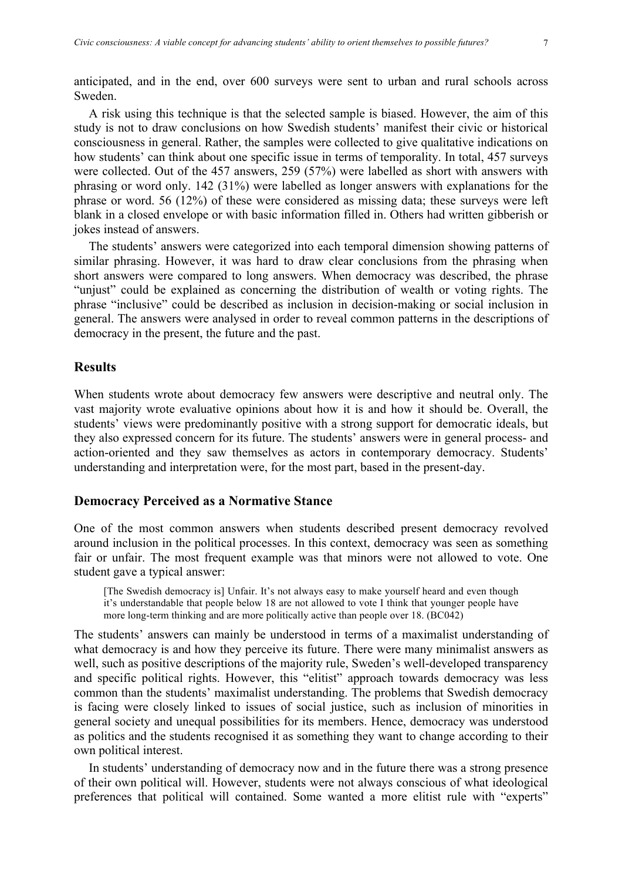anticipated, and in the end, over 600 surveys were sent to urban and rural schools across Sweden.

A risk using this technique is that the selected sample is biased. However, the aim of this study is not to draw conclusions on how Swedish students' manifest their civic or historical consciousness in general. Rather, the samples were collected to give qualitative indications on how students' can think about one specific issue in terms of temporality. In total, 457 surveys were collected. Out of the 457 answers, 259 (57%) were labelled as short with answers with phrasing or word only. 142 (31%) were labelled as longer answers with explanations for the phrase or word. 56 (12%) of these were considered as missing data; these surveys were left blank in a closed envelope or with basic information filled in. Others had written gibberish or jokes instead of answers.

The students' answers were categorized into each temporal dimension showing patterns of similar phrasing. However, it was hard to draw clear conclusions from the phrasing when short answers were compared to long answers. When democracy was described, the phrase "unjust" could be explained as concerning the distribution of wealth or voting rights. The phrase "inclusive" could be described as inclusion in decision-making or social inclusion in general. The answers were analysed in order to reveal common patterns in the descriptions of democracy in the present, the future and the past.

## Results

When students wrote about democracy few answers were descriptive and neutral only. The vast majority wrote evaluative opinions about how it is and how it should be. Overall, the students' views were predominantly positive with a strong support for democratic ideals, but they also expressed concern for its future. The students' answers were in general process- and action-oriented and they saw themselves as actors in contemporary democracy. Students' understanding and interpretation were, for the most part, based in the present-day.

## Democracy Perceived as a Normative Stance

One of the most common answers when students described present democracy revolved around inclusion in the political processes. In this context, democracy was seen as something fair or unfair. The most frequent example was that minors were not allowed to vote. One student gave a typical answer:

> [The Swedish democracy is] Unfair. It's not always easy to make yourself heard and even though it's understandable that people below 18 are not allowed to vote I think that younger people have more long-term thinking and are more politically active than people over 18. (BC042)

The students' answers can mainly be understood in terms of a maximalist understanding of what democracy is and how they perceive its future. There were many minimalist answers as well, such as positive descriptions of the majority rule, Sweden's well-developed transparency and specific political rights. However, this "elitist" approach towards democracy was less common than the students' maximalist understanding. The problems that Swedish democracy is facing were closely linked to issues of social justice, such as inclusion of minorities in general society and unequal possibilities for its members. Hence, democracy was understood as politics and the students recognised it as something they want to change according to their own political interest.

In students' understanding of democracy now and in the future there was a strong presence of their own political will. However, students were not always conscious of what ideological preferences that political will contained. Some wanted a more elitist rule with "experts"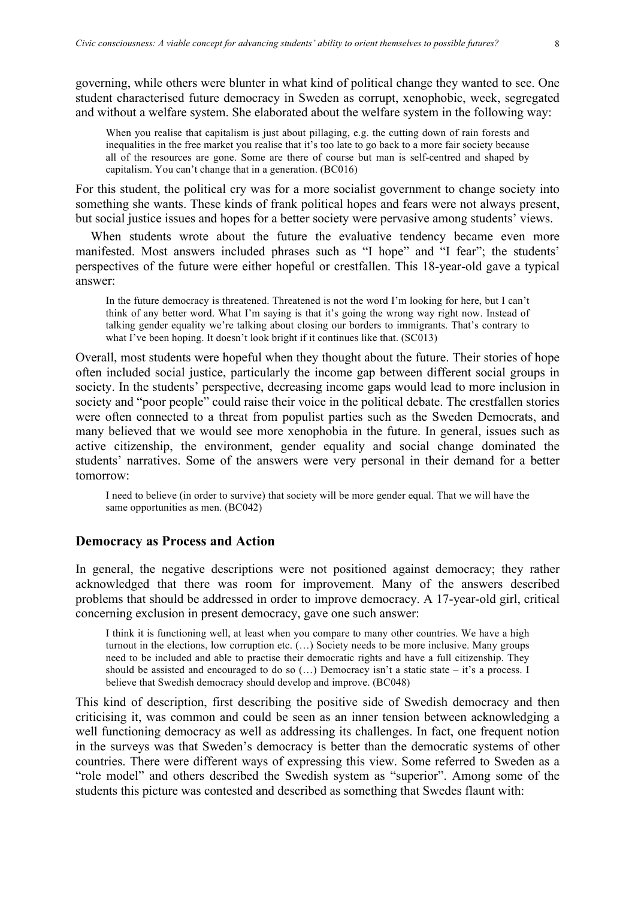governing, while others were blunter in what kind of political change they wanted to see. One student characterised future democracy in Sweden as corrupt, xenophobic, week, segregated and without a welfare system. She elaborated about the welfare system in the following way:

> When you realise that capitalism is just about pillaging, e.g. the cutting down of rain forests and inequalities in the free market you realise that it's too late to go back to a more fair society because all of the resources are gone. Some are there of course but man is self-centred and shaped by capitalism. You can't change that in a generation. (BC016)

For this student, the political cry was for a more socialist government to change society into something she wants. These kinds of frank political hopes and fears were not always present, but social justice issues and hopes for a better society were pervasive among students' views.

When students wrote about the future the evaluative tendency became even more manifested. Most answers included phrases such as "I hope" and "I fear"; the students' perspectives of the future were either hopeful or crestfallen. This 18-year-old gave a typical answer:

> In the future democracy is threatened. Threatened is not the word I'm looking for here, but I can't think of any better word. What I'm saying is that it's going the wrong way right now. Instead of talking gender equality we're talking about closing our borders to immigrants. That's contrary to what I've been hoping. It doesn't look bright if it continues like that. (SC013)

Overall, most students were hopeful when they thought about the future. Their stories of hope often included social justice, particularly the income gap between different social groups in society. In the students' perspective, decreasing income gaps would lead to more inclusion in society and "poor people" could raise their voice in the political debate. The crestfallen stories were often connected to a threat from populist parties such as the Sweden Democrats, and many believed that we would see more xenophobia in the future. In general, issues such as active citizenship, the environment, gender equality and social change dominated the students' narratives. Some of the answers were very personal in their demand for a better tomorrow:

> I need to believe (in order to survive) that society will be more gender equal. That we will have the same opportunities as men. (BC042)

### Democracy as Process and Action

In general, the negative descriptions were not positioned against democracy; they rather acknowledged that there was room for improvement. Many of the answers described problems that should be addressed in order to improve democracy. A 17-year-old girl, critical concerning exclusion in present democracy, gave one such answer:

> I think it is functioning well, at least when you compare to many other countries. We have a high turnout in the elections, low corruption etc. (…) Society needs to be more inclusive. Many groups need to be included and able to practise their democratic rights and have a full citizenship. They should be assisted and encouraged to do so (…) Democracy isn't a static state – it's a process. I believe that Swedish democracy should develop and improve. (BC048)

This kind of description, first describing the positive side of Swedish democracy and then criticising it, was common and could be seen as an inner tension between acknowledging a well functioning democracy as well as addressing its challenges. In fact, one frequent notion in the surveys was that Sweden's democracy is better than the democratic systems of other countries. There were different ways of expressing this view. Some referred to Sweden as a "role model" and others described the Swedish system as "superior". Among some of the students this picture was contested and described as something that Swedes flaunt with: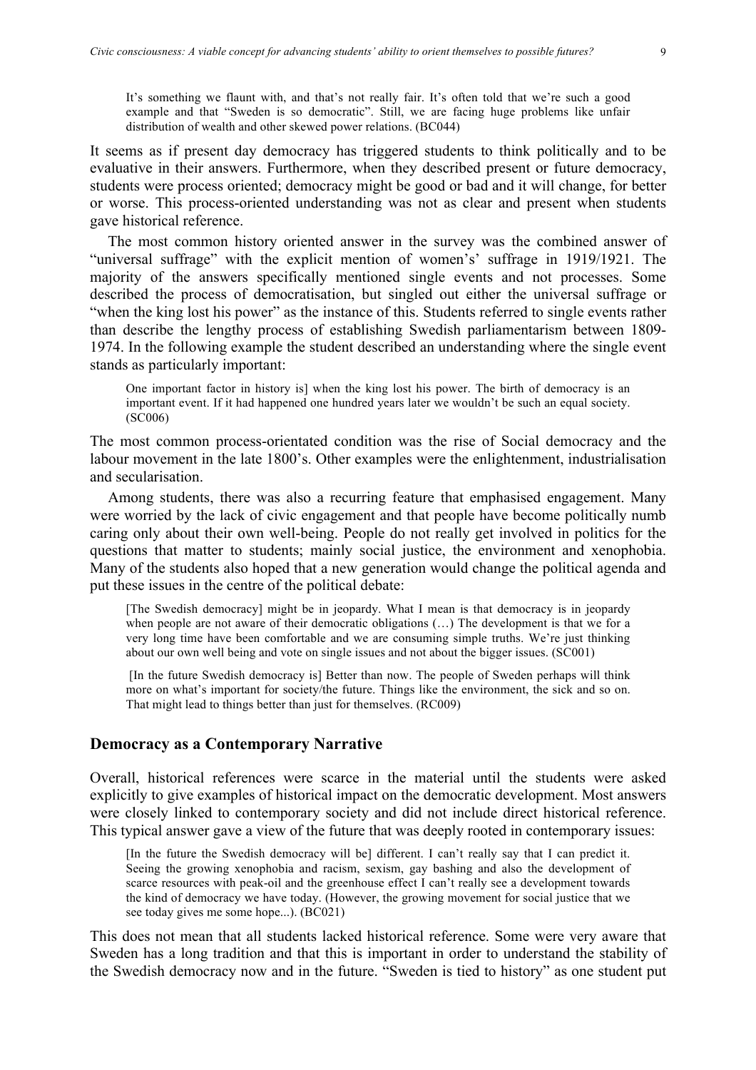> It's something we flaunt with, and that's not really fair. It's often told that we're such a good example and that "Sweden is so democratic". Still, we are facing huge problems like unfair distribution of wealth and other skewed power relations. (BC044)

It seems as if present day democracy has triggered students to think politically and to be evaluative in their answers. Furthermore, when they described present or future democracy, students were process oriented; democracy might be good or bad and it will change, for better or worse. This process-oriented understanding was not as clear and present when students gave historical reference.

The most common history oriented answer in the survey was the combined answer of "universal suffrage" with the explicit mention of women's' suffrage in 1919/1921. The majority of the answers specifically mentioned single events and not processes. Some described the process of democratisation, but singled out either the universal suffrage or "when the king lost his power" as the instance of this. Students referred to single events rather than describe the lengthy process of establishing Swedish parliamentarism between 1809-1974. In the following example the student described an understanding where the single event stands as particularly important:

> One important factor in history is] when the king lost his power. The birth of democracy is an important event. If it had happened one hundred years later we wouldn't be such an equal society. (SC006)

The most common process-orientated condition was the rise of Social democracy and the labour movement in the late 1800's. Other examples were the enlightenment, industrialisation and secularisation.

Among students, there was also a recurring feature that emphasised engagement. Many were worried by the lack of civic engagement and that people have become politically numb caring only about their own well-being. People do not really get involved in politics for the questions that matter to students; mainly social justice, the environment and xenophobia. Many of the students also hoped that a new generation would change the political agenda and put these issues in the centre of the political debate:

> [The Swedish democracy] might be in jeopardy. What I mean is that democracy is in jeopardy when people are not aware of their democratic obligations (…) The development is that we for a very long time have been comfortable and we are consuming simple truths. We're just thinking about our own well being and vote on single issues and not about the bigger issues. (SC001)

> [In the future Swedish democracy is] Better than now. The people of Sweden perhaps will think more on what's important for society/the future. Things like the environment, the sick and so on. That might lead to things better than just for themselves. (RC009)

## Democracy as a Contemporary Narrative

Overall, historical references were scarce in the material until the students were asked explicitly to give examples of historical impact on the democratic development. Most answers were closely linked to contemporary society and did not include direct historical reference. This typical answer gave a view of the future that was deeply rooted in contemporary issues:

> [In the future the Swedish democracy will be] different. I can't really say that I can predict it. Seeing the growing xenophobia and racism, sexism, gay bashing and also the development of scarce resources with peak-oil and the greenhouse effect I can't really see a development towards the kind of democracy we have today. (However, the growing movement for social justice that we see today gives me some hope...). (BC021)

This does not mean that all students lacked historical reference. Some were very aware that Sweden has a long tradition and that this is important in order to understand the stability of the Swedish democracy now and in the future. "Sweden is tied to history" as one student put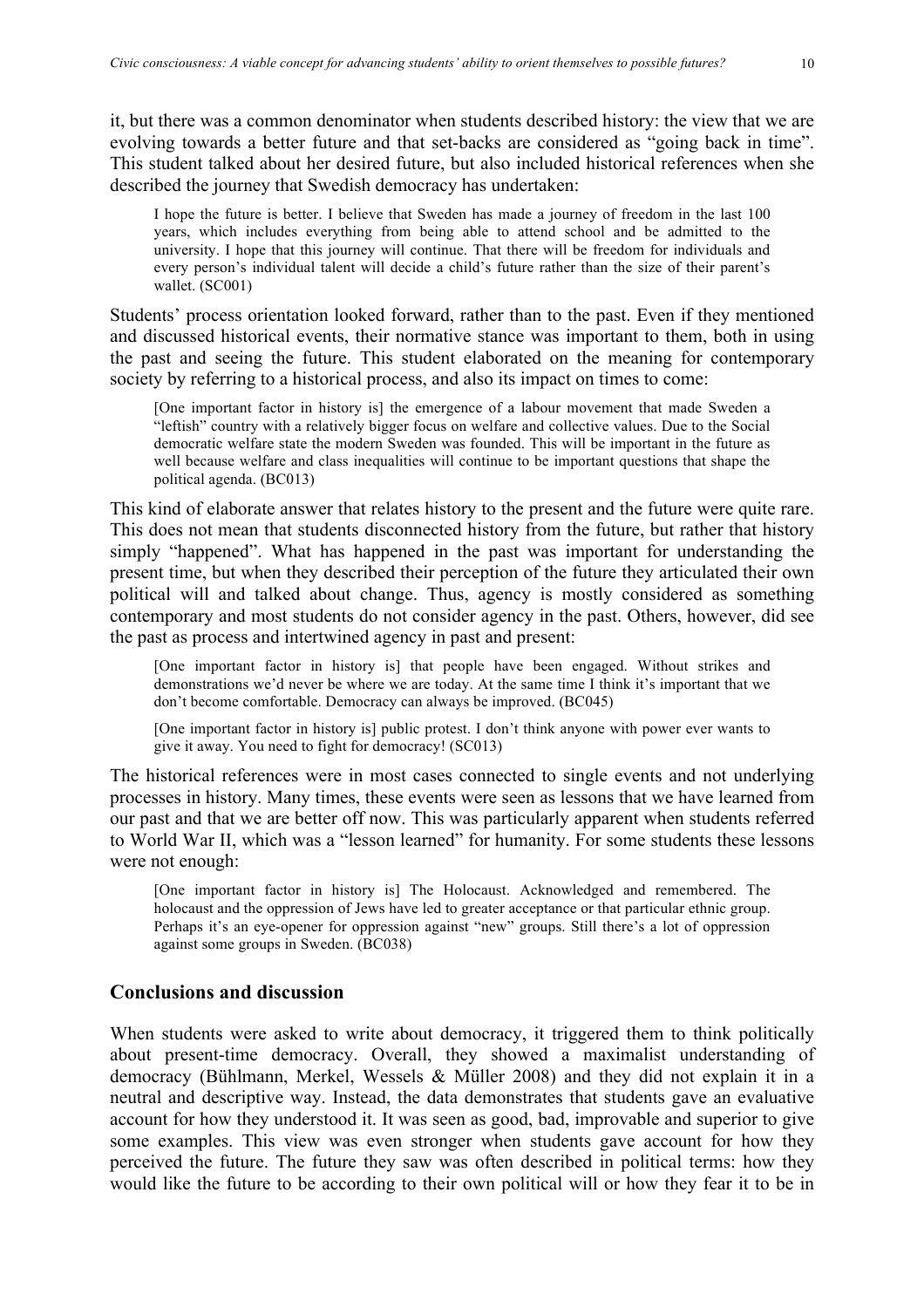it, but there was a common denominator when students described history: the view that we are evolving towards a better future and that set-backs are considered as "going back in time". This student talked about her desired future, but also included historical references when she described the journey that Swedish democracy has undertaken:

> I hope the future is better. I believe that Sweden has made a journey of freedom in the last 100 years, which includes everything from being able to attend school and be admitted to the university. I hope that this journey will continue. That there will be freedom for individuals and every person's individual talent will decide a child's future rather than the size of their parent's wallet. (SC001)

Students' process orientation looked forward, rather than to the past. Even if they mentioned and discussed historical events, their normative stance was important to them, both in using the past and seeing the future. This student elaborated on the meaning for contemporary society by referring to a historical process, and also its impact on times to come:

> [One important factor in history is] the emergence of a labour movement that made Sweden a "leftish" country with a relatively bigger focus on welfare and collective values. Due to the Social democratic welfare state the modern Sweden was founded. This will be important in the future as well because welfare and class inequalities will continue to be important questions that shape the political agenda. (BC013)

This kind of elaborate answer that relates history to the present and the future were quite rare. This does not mean that students disconnected history from the future, but rather that history simply "happened". What has happened in the past was important for understanding the present time, but when they described their perception of the future they articulated their own political will and talked about change. Thus, agency is mostly considered as something contemporary and most students do not consider agency in the past. Others, however, did see the past as process and intertwined agency in past and present:

> [One important factor in history is] that people have been engaged. Without strikes and demonstrations we'd never be where we are today. At the same time I think it's important that we don't become comfortable. Democracy can always be improved. (BC045)

> [One important factor in history is] public protest. I don't think anyone with power ever wants to give it away. You need to fight for democracy! (SC013)

The historical references were in most cases connected to single events and not underlying processes in history. Many times, these events were seen as lessons that we have learned from our past and that we are better off now. This was particularly apparent when students referred to World War II, which was a "lesson learned" for humanity. For some students these lessons were not enough:

> [One important factor in history is] The Holocaust. Acknowledged and remembered. The holocaust and the oppression of Jews have led to greater acceptance or that particular ethnic group. Perhaps it's an eye-opener for oppression against "new" groups. Still there's a lot of oppression against some groups in Sweden. (BC038)

## Conclusions and discussion

When students were asked to write about democracy, it triggered them to think politically about present-time democracy. Overall, they showed a maximalist understanding of democracy (Bühlmann, Merkel, Wessels & Müller 2008) and they did not explain it in a neutral and descriptive way. Instead, the data demonstrates that students gave an evaluative account for how they understood it. It was seen as good, bad, improvable and superior to give some examples. This view was even stronger when students gave account for how they perceived the future. The future they saw was often described in political terms: how they would like the future to be according to their own political will or how they fear it to be in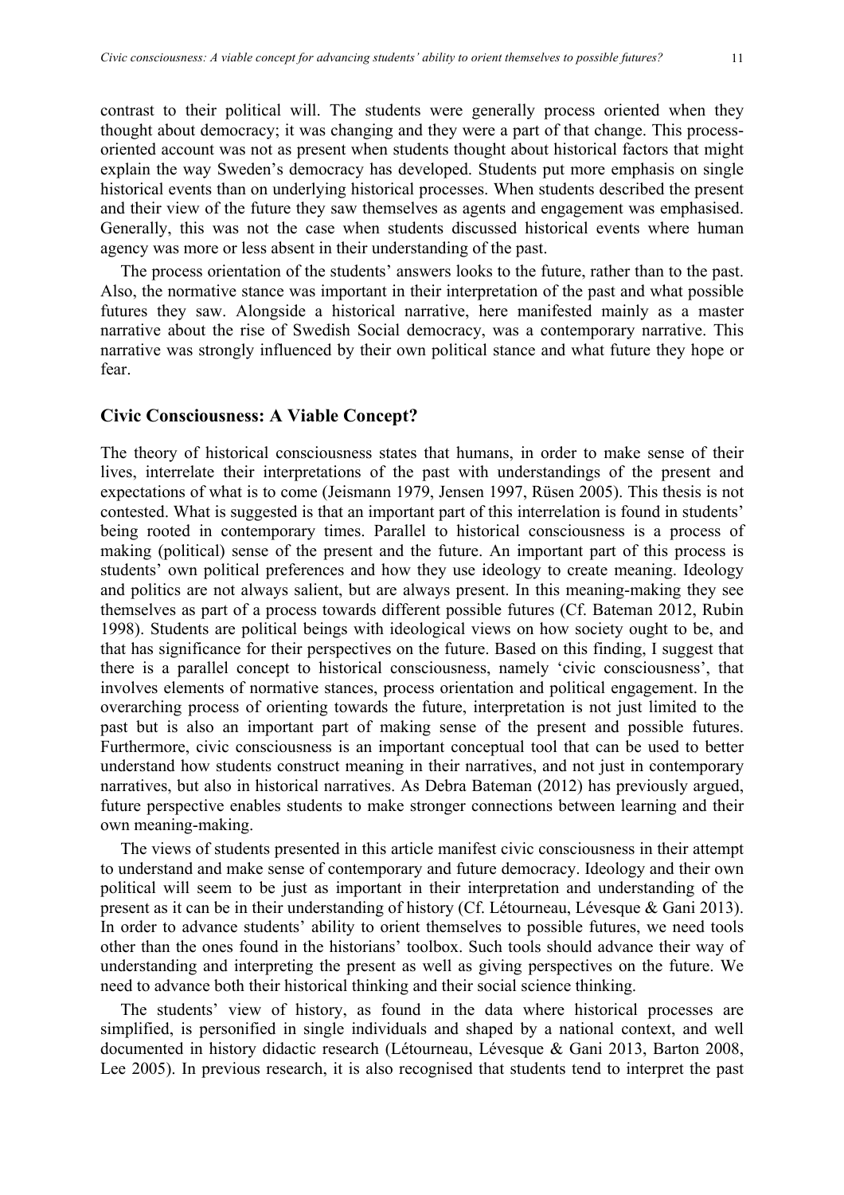contrast to their political will. The students were generally process oriented when they thought about democracy; it was changing and they were a part of that change. This process-oriented account was not as present when students thought about historical factors that might explain the way Sweden's democracy has developed. Students put more emphasis on single historical events than on underlying historical processes. When students described the present and their view of the future they saw themselves as agents and engagement was emphasised. Generally, this was not the case when students discussed historical events where human agency was more or less absent in their understanding of the past.

The process orientation of the students' answers looks to the future, rather than to the past. Also, the normative stance was important in their interpretation of the past and what possible futures they saw. Alongside a historical narrative, here manifested mainly as a master narrative about the rise of Swedish Social democracy, was a contemporary narrative. This narrative was strongly influenced by their own political stance and what future they hope or fear.

## Civic Consciousness: A Viable Concept?

The theory of historical consciousness states that humans, in order to make sense of their lives, interrelate their interpretations of the past with understandings of the present and expectations of what is to come (Jeismann 1979, Jensen 1997, Rüsen 2005). This thesis is not contested. What is suggested is that an important part of this interrelation is found in students' being rooted in contemporary times. Parallel to historical consciousness is a process of making (political) sense of the present and the future. An important part of this process is students' own political preferences and how they use ideology to create meaning. Ideology and politics are not always salient, but are always present. In this meaning-making they see themselves as part of a process towards different possible futures (Cf. Bateman 2012, Rubin 1998). Students are political beings with ideological views on how society ought to be, and that has significance for their perspectives on the future. Based on this finding, I suggest that there is a parallel concept to historical consciousness, namely 'civic consciousness', that involves elements of normative stances, process orientation and political engagement. In the overarching process of orienting towards the future, interpretation is not just limited to the past but is also an important part of making sense of the present and possible futures. Furthermore, civic consciousness is an important conceptual tool that can be used to better understand how students construct meaning in their narratives, and not just in contemporary narratives, but also in historical narratives. As Debra Bateman (2012) has previously argued, future perspective enables students to make stronger connections between learning and their own meaning-making.

The views of students presented in this article manifest civic consciousness in their attempt to understand and make sense of contemporary and future democracy. Ideology and their own political will seem to be just as important in their interpretation and understanding of the present as it can be in their understanding of history (Cf. Létourneau, Lévesque & Gani 2013). In order to advance students' ability to orient themselves to possible futures, we need tools other than the ones found in the historians' toolbox. Such tools should advance their way of understanding and interpreting the present as well as giving perspectives on the future. We need to advance both their historical thinking and their social science thinking.

The students' view of history, as found in the data where historical processes are simplified, is personified in single individuals and shaped by a national context, and well documented in history didactic research (Létourneau, Lévesque & Gani 2013, Barton 2008, Lee 2005). In previous research, it is also recognised that students tend to interpret the past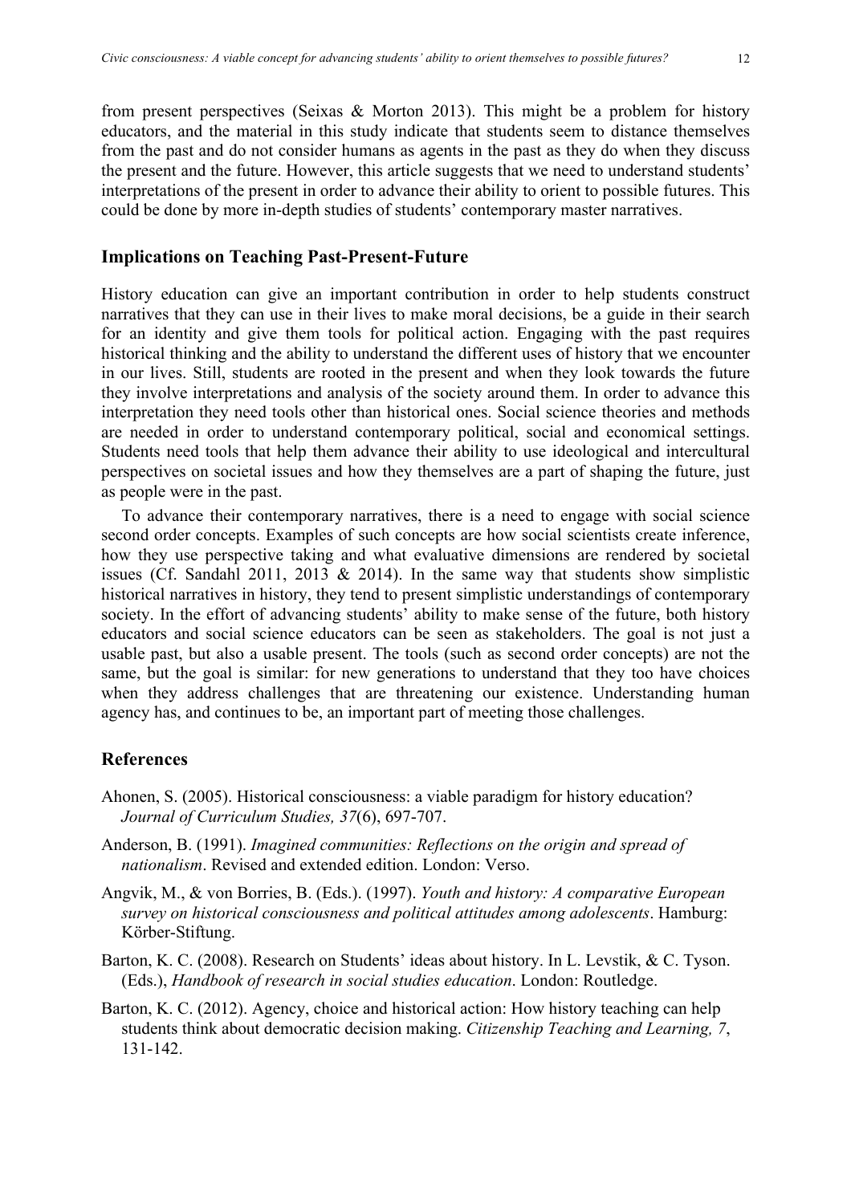from present perspectives (Seixas & Morton 2013). This might be a problem for history educators, and the material in this study indicate that students seem to distance themselves from the past and do not consider humans as agents in the past as they do when they discuss the present and the future. However, this article suggests that we need to understand students' interpretations of the present in order to advance their ability to orient to possible futures. This could be done by more in-depth studies of students' contemporary master narratives.

## Implications on Teaching Past-Present-Future

History education can give an important contribution in order to help students construct narratives that they can use in their lives to make moral decisions, be a guide in their search for an identity and give them tools for political action. Engaging with the past requires historical thinking and the ability to understand the different uses of history that we encounter in our lives. Still, students are rooted in the present and when they look towards the future they involve interpretations and analysis of the society around them. In order to advance this interpretation they need tools other than historical ones. Social science theories and methods are needed in order to understand contemporary political, social and economical settings. Students need tools that help them advance their ability to use ideological and intercultural perspectives on societal issues and how they themselves are a part of shaping the future, just as people were in the past.

To advance their contemporary narratives, there is a need to engage with social science second order concepts. Examples of such concepts are how social scientists create inference, how they use perspective taking and what evaluative dimensions are rendered by societal issues (Cf. Sandahl 2011, 2013 & 2014). In the same way that students show simplistic historical narratives in history, they tend to present simplistic understandings of contemporary society. In the effort of advancing students' ability to make sense of the future, both history educators and social science educators can be seen as stakeholders. The goal is not just a usable past, but also a usable present. The tools (such as second order concepts) are not the same, but the goal is similar: for new generations to understand that they too have choices when they address challenges that are threatening our existence. Understanding human agency has, and continues to be, an important part of meeting those challenges.

## References

Ahonen, S. (2005). Historical consciousness: a viable paradigm for history education? *Journal of Curriculum Studies, 37*(6), 697-707.

Anderson, B. (1991). *Imagined communities: Reflections on the origin and spread of nationalism*. Revised and extended edition. London: Verso.

Angvik, M., & von Borries, B. (Eds.). (1997). *Youth and history: A comparative European survey on historical consciousness and political attitudes among adolescents*. Hamburg: Körber-Stiftung.

Barton, K. C. (2008). Research on Students' ideas about history. In L. Levstik, & C. Tyson. (Eds.), *Handbook of research in social studies education*. London: Routledge.

Barton, K. C. (2012). Agency, choice and historical action: How history teaching can help students think about democratic decision making. *Citizenship Teaching and Learning, 7*, 131-142.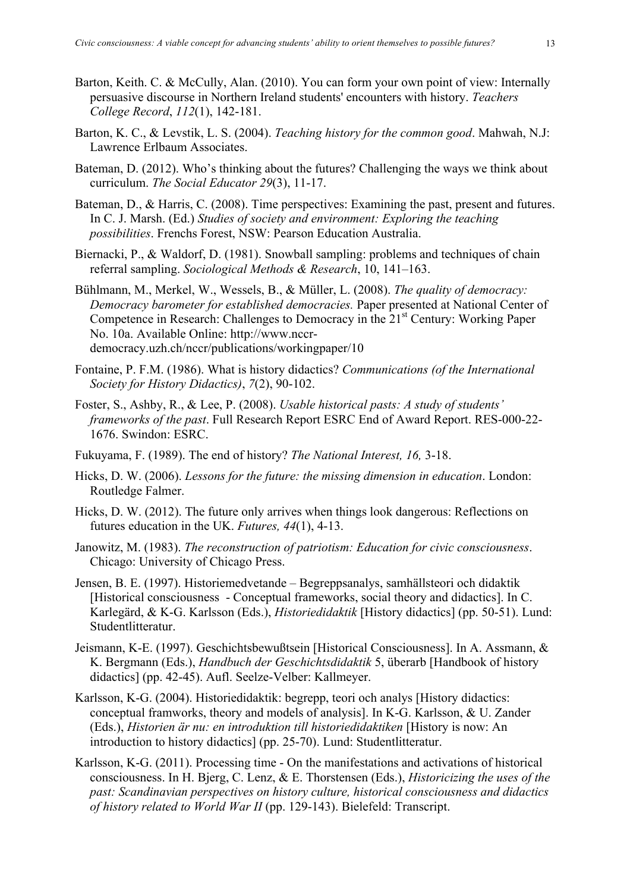Barton, Keith. C. & McCully, Alan. (2010). You can form your own point of view: Internally persuasive discourse in Northern Ireland students' encounters with history. *Teachers College Record*, *112*(1), 142-181.

Barton, K. C., & Levstik, L. S. (2004). *Teaching history for the common good*. Mahwah, N.J: Lawrence Erlbaum Associates.

Bateman, D. (2012). Who's thinking about the futures? Challenging the ways we think about curriculum. *The Social Educator 29*(3), 11-17.

Bateman, D., & Harris, C. (2008). Time perspectives: Examining the past, present and futures. In C. J. Marsh. (Ed.) *Studies of society and environment: Exploring the teaching possibilities*. Frenchs Forest, NSW: Pearson Education Australia.

Biernacki, P., & Waldorf, D. (1981). Snowball sampling: problems and techniques of chain referral sampling. *Sociological Methods & Research*, 10, 141–163.

Bühlmann, M., Merkel, W., Wessels, B., & Müller, L. (2008). *The quality of democracy: Democracy barometer for established democracies.* Paper presented at National Center of Competence in Research: Challenges to Democracy in the 21st Century: Working Paper No. 10a. Available Online: http://www.nccr-democracy.uzh.ch/nccr/publications/workingpaper/10

Fontaine, P. F.M. (1986). What is history didactics? *Communications (of the International Society for History Didactics)*, *7*(2), 90-102.

Foster, S., Ashby, R., & Lee, P. (2008). *Usable historical pasts: A study of students' frameworks of the past*. Full Research Report ESRC End of Award Report. RES-000-22-1676. Swindon: ESRC.

Fukuyama, F. (1989). The end of history? *The National Interest, 16,* 3-18.

Hicks, D. W. (2006). *Lessons for the future: the missing dimension in education*. London: Routledge Falmer.

Hicks, D. W. (2012). The future only arrives when things look dangerous: Reflections on futures education in the UK. *Futures, 44*(1), 4-13.

Janowitz, M. (1983). *The reconstruction of patriotism: Education for civic consciousness*. Chicago: University of Chicago Press.

Jensen, B. E. (1997). Historiemedvetande – Begreppsanalys, samhällsteori och didaktik [Historical consciousness - Conceptual frameworks, social theory and didactics]. In C. Karlegärd, & K-G. Karlsson (Eds.), *Historiedidaktik* [History didactics] (pp. 50-51). Lund: Studentlitteratur.

Jeismann, K-E. (1997). Geschichtsbewußtsein [Historical Consciousness]. In A. Assmann, & K. Bergmann (Eds.), *Handbuch der Geschichtsdidaktik* 5, überarb [Handbook of history didactics] (pp. 42-45). Aufl. Seelze-Velber: Kallmeyer.

Karlsson, K-G. (2004). Historiedidaktik: begrepp, teori och analys [History didactics: conceptual framworks, theory and models of analysis]. In K-G. Karlsson, & U. Zander (Eds.), *Historien är nu: en introduktion till historiedidaktiken* [History is now: An introduction to history didactics] (pp. 25-70). Lund: Studentlitteratur.

Karlsson, K-G. (2011). Processing time - On the manifestations and activations of historical consciousness. In H. Bjerg, C. Lenz, & E. Thorstensen (Eds.), *Historicizing the uses of the past: Scandinavian perspectives on history culture, historical consciousness and didactics of history related to World War II* (pp. 129-143). Bielefeld: Transcript.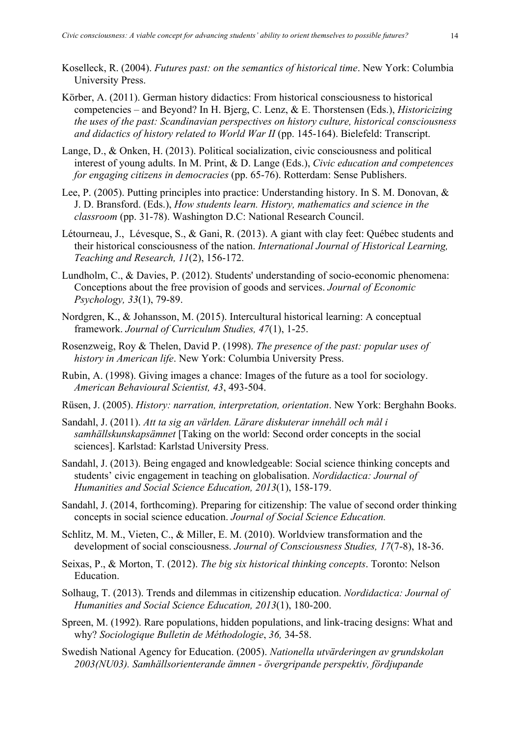Koselleck, R. (2004). *Futures past: on the semantics of historical time*. New York: Columbia University Press.

Körber, A. (2011). German history didactics: From historical consciousness to historical competencies – and Beyond? In H. Bjerg, C. Lenz, & E. Thorstensen (Eds.), *Historicizing the uses of the past: Scandinavian perspectives on history culture, historical consciousness and didactics of history related to World War II* (pp. 145-164). Bielefeld: Transcript.

Lange, D., & Onken, H. (2013). Political socialization, civic consciousness and political interest of young adults. In M. Print, & D. Lange (Eds.), *Civic education and competences for engaging citizens in democracies* (pp. 65-76). Rotterdam: Sense Publishers.

Lee, P. (2005). Putting principles into practice: Understanding history. In S. M. Donovan, & J. D. Bransford. (Eds.), *How students learn. History, mathematics and science in the classroom* (pp. 31-78). Washington D.C: National Research Council.

Létourneau, J., Lévesque, S., & Gani, R. (2013). A giant with clay feet: Québec students and their historical consciousness of the nation. *International Journal of Historical Learning, Teaching and Research, 11*(2), 156-172.

Lundholm, C., & Davies, P. (2012). Students' understanding of socio-economic phenomena: Conceptions about the free provision of goods and services. *Journal of Economic Psychology, 33*(1), 79-89.

Nordgren, K., & Johansson, M. (2015). Intercultural historical learning: A conceptual framework. *Journal of Curriculum Studies, 47*(1), 1-25.

Rosenzweig, Roy & Thelen, David P. (1998). *The presence of the past: popular uses of history in American life*. New York: Columbia University Press.

Rubin, A. (1998). Giving images a chance: Images of the future as a tool for sociology. *American Behavioural Scientist, 43*, 493-504.

Rüsen, J. (2005). *History: narration, interpretation, orientation*. New York: Berghahn Books.

Sandahl, J. (2011). *Att ta sig an världen. Lärare diskuterar innehåll och mål i samhällskunskapsämnet* [Taking on the world: Second order concepts in the social sciences]. Karlstad: Karlstad University Press.

Sandahl, J. (2013). Being engaged and knowledgeable: Social science thinking concepts and students' civic engagement in teaching on globalisation. *Nordidactica: Journal of Humanities and Social Science Education, 2013*(1), 158-179.

Sandahl, J. (2014, forthcoming). Preparing for citizenship: The value of second order thinking concepts in social science education. *Journal of Social Science Education.*

Schlitz, M. M., Vieten, C., & Miller, E. M. (2010). Worldview transformation and the development of social consciousness. *Journal of Consciousness Studies, 17*(7-8), 18-36.

Seixas, P., & Morton, T. (2012). *The big six historical thinking concepts*. Toronto: Nelson Education.

Solhaug, T. (2013). Trends and dilemmas in citizenship education. *Nordidactica: Journal of Humanities and Social Science Education, 2013*(1), 180-200.

Spreen, M. (1992). Rare populations, hidden populations, and link-tracing designs: What and why? *Sociologique Bulletin de Méthodologie*, *36,* 34-58.

Swedish National Agency for Education. (2005). *Nationella utvärderingen av grundskolan 2003(NU03). Samhällsorienterande ämnen - övergripande perspektiv, fördjupande*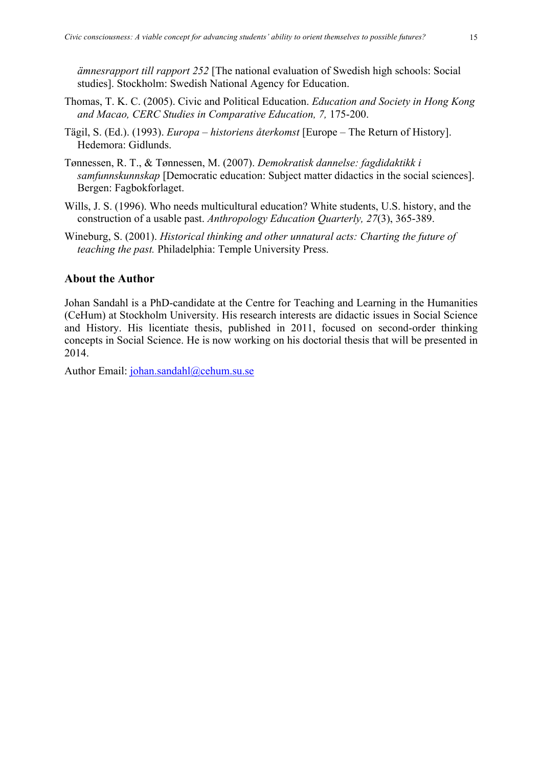*ämnesrapport till rapport 252* [The national evaluation of Swedish high schools: Social studies]. Stockholm: Swedish National Agency for Education.

Thomas, T. K. C. (2005). Civic and Political Education. *Education and Society in Hong Kong and Macao, CERC Studies in Comparative Education, 7,* 175-200.

Tägil, S. (Ed.). (1993). *Europa – historiens återkomst* [Europe – The Return of History]. Hedemora: Gidlunds.

Tønnessen, R. T., & Tønnessen, M. (2007). *Demokratisk dannelse: fagdidaktikk i samfunnskunnskap* [Democratic education: Subject matter didactics in the social sciences]. Bergen: Fagbokforlaget.

Wills, J. S. (1996). Who needs multicultural education? White students, U.S. history, and the construction of a usable past. *Anthropology Education Quarterly, 27*(3), 365-389.

Wineburg, S. (2001). *Historical thinking and other unnatural acts: Charting the future of teaching the past.* Philadelphia: Temple University Press.

## About the Author

Johan Sandahl is a PhD-candidate at the Centre for Teaching and Learning in the Humanities (CeHum) at Stockholm University. His research interests are didactic issues in Social Science and History. His licentiate thesis, published in 2011, focused on second-order thinking concepts in Social Science. He is now working on his doctorial thesis that will be presented in 2014.

Author Email: johan.sandahl@cehum.su.se